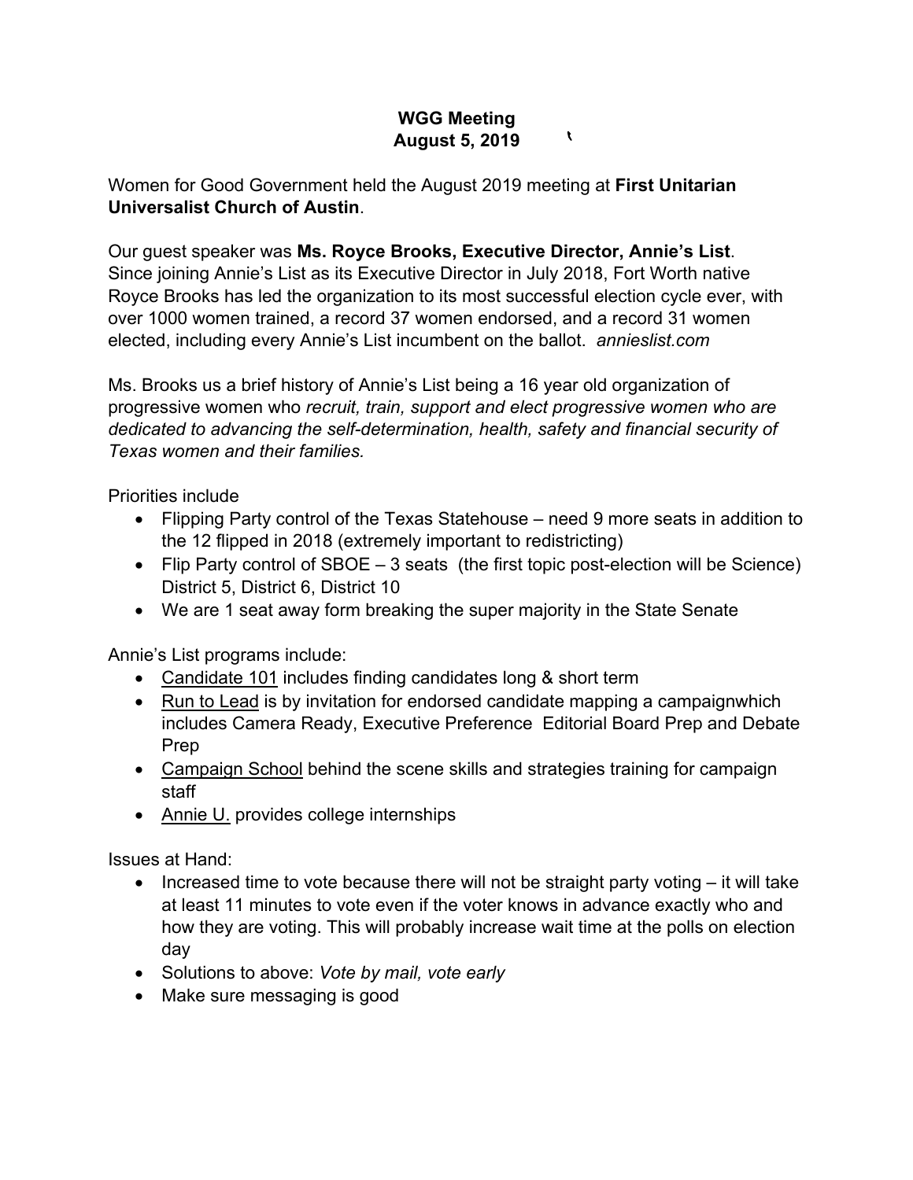# WGG Meeting
## August 5, 2019

Women for Good Government held the August 2019 meeting at **First Unitarian Universalist Church of Austin**.

Our guest speaker was **Ms. Royce Brooks, Executive Director, Annie's List**. Since joining Annie's List as its Executive Director in July 2018, Fort Worth native Royce Brooks has led the organization to its most successful election cycle ever, with over 1000 women trained, a record 37 women endorsed, and a record 31 women elected, including every Annie's List incumbent on the ballot. *annieslist.com*

Ms. Brooks us a brief history of Annie's List being a 16 year old organization of progressive women who *recruit, train, support and elect progressive women who are dedicated to advancing the self-determination, health, safety and financial security of Texas women and their families.*

Priorities include

- Flipping Party control of the Texas Statehouse – need 9 more seats in addition to the 12 flipped in 2018 (extremely important to redistricting)
- Flip Party control of SBOE – 3 seats (the first topic post-election will be Science) District 5, District 6, District 10
- We are 1 seat away form breaking the super majority in the State Senate

Annie's List programs include:

- <u>Candidate 101</u> includes finding candidates long & short term
- <u>Run to Lead</u> is by invitation for endorsed candidate mapping a campaignwhich includes Camera Ready, Executive Preference Editorial Board Prep and Debate Prep
- <u>Campaign School</u> behind the scene skills and strategies training for campaign staff
- <u>Annie U.</u> provides college internships

Issues at Hand:

- Increased time to vote because there will not be straight party voting – it will take at least 11 minutes to vote even if the voter knows in advance exactly who and how they are voting. This will probably increase wait time at the polls on election day
- Solutions to above: *Vote by mail, vote early*
- Make sure messaging is good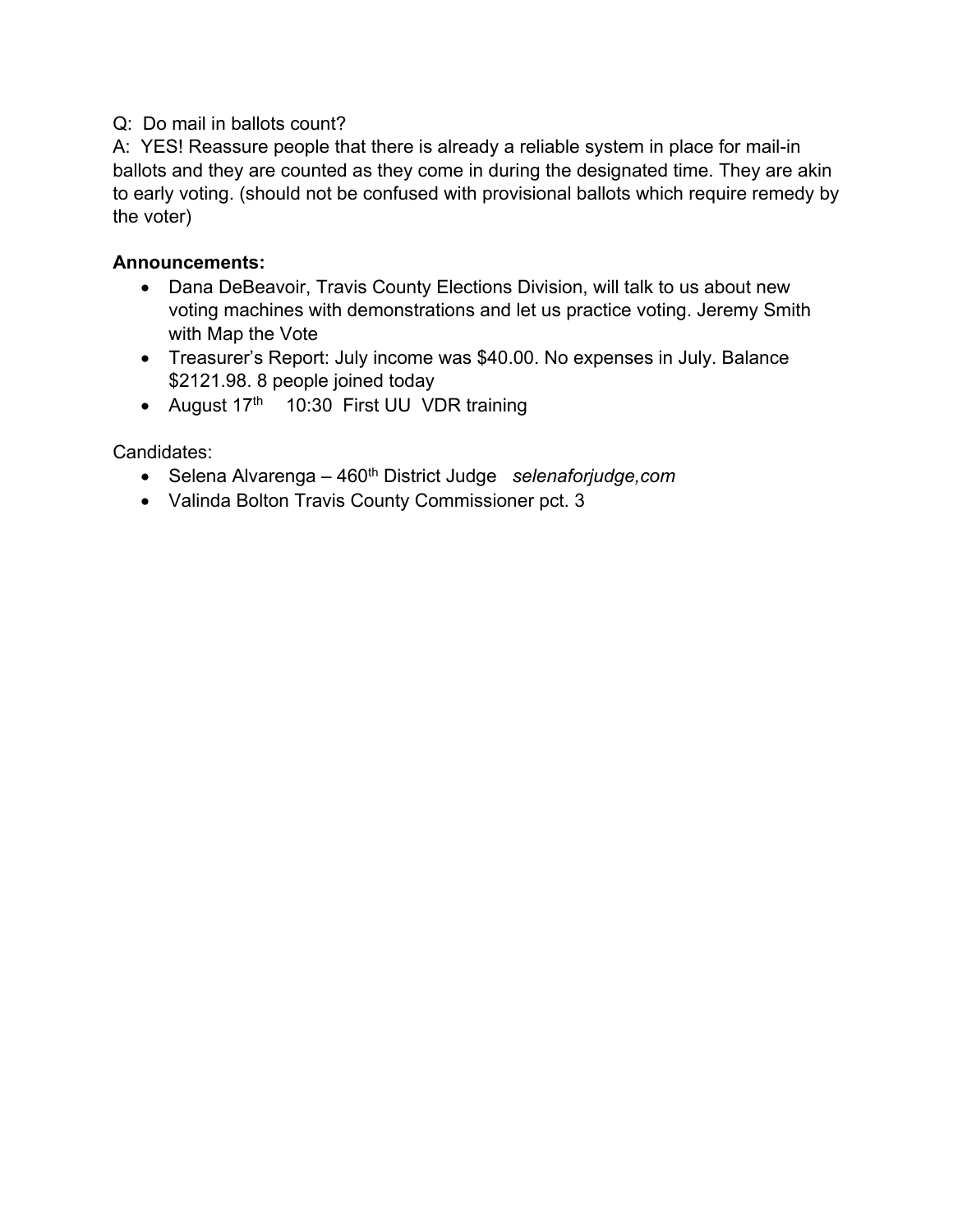Q: Do mail in ballots count?
A: YES! Reassure people that there is already a reliable system in place for mail-in ballots and they are counted as they come in during the designated time. They are akin to early voting. (should not be confused with provisional ballots which require remedy by the voter)

**Announcements:**

- Dana DeBeavoir, Travis County Elections Division, will talk to us about new voting machines with demonstrations and let us practice voting. Jeremy Smith with Map the Vote
- Treasurer's Report: July income was $40.00. No expenses in July. Balance $2121.98. 8 people joined today
- August 17th 10:30 First UU VDR training

Candidates:

- Selena Alvarenga – 460th District Judge *selenaforjudge,com*
- Valinda Bolton Travis County Commissioner pct. 3